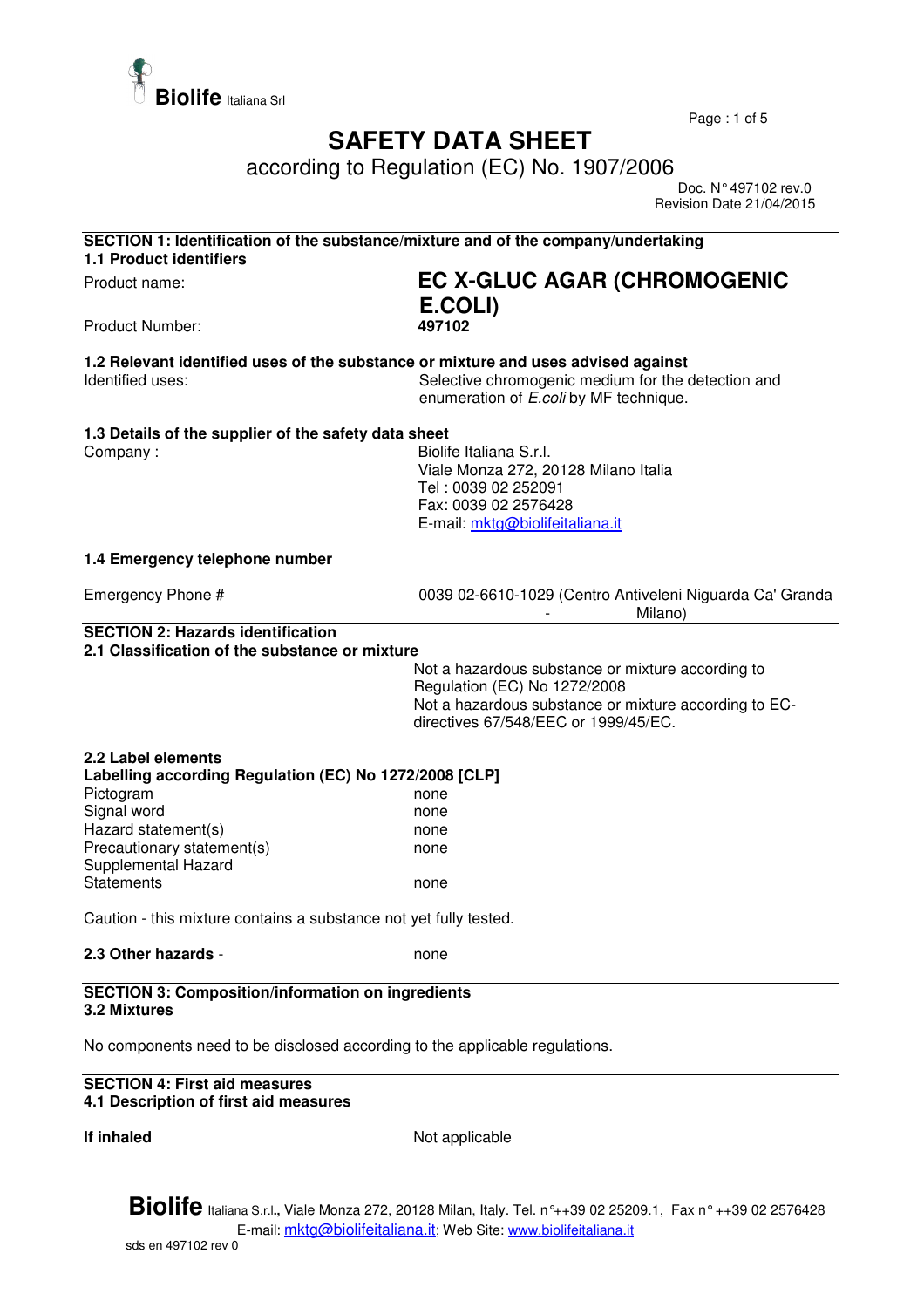Biolife Italiana Srl

# SAFETY DATA SHEET

according to Regulation (EC) No. 1907/2006

Doc. N° 497102 rev.0
Revision Date 21/04/2015

## SECTION 1: Identification of the substance/mixture and of the company/undertaking

### 1.1 Product identifiers

| | |
|---|---|
| Product name: | **EC X-GLUC AGAR (CHROMOGENIC E.COLI)** |
| Product Number: | **497102** |

### 1.2 Relevant identified uses of the substance or mixture and uses advised against

| | |
|---|---|
| Identified uses: | Selective chromogenic medium for the detection and enumeration of *E.coli* by MF technique. |

### 1.3 Details of the supplier of the safety data sheet

| | |
|---|---|
| Company : | Biolife Italiana S.r.l.<br>Viale Monza 272, 20128 Milano Italia<br>Tel : 0039 02 252091<br>Fax: 0039 02 2576428<br>E-mail: mktg@biolifeitaliana.it |

### 1.4 Emergency telephone number

| | |
|---|---|
| Emergency Phone # | 0039 02-6610-1029 (Centro Antiveleni Niguarda Ca' Granda - Milano) |

## SECTION 2: Hazards identification

### 2.1 Classification of the substance or mixture

Not a hazardous substance or mixture according to Regulation (EC) No 1272/2008
Not a hazardous substance or mixture according to EC-directives 67/548/EEC or 1999/45/EC.

### 2.2 Label elements

**Labelling according Regulation (EC) No 1272/2008 [CLP]**

| | |
|---|---|
| Pictogram | none |
| Signal word | none |
| Hazard statement(s) | none |
| Precautionary statement(s) | none |
| Supplemental Hazard Statements | none |

Caution - this mixture contains a substance not yet fully tested.

**2.3 Other hazards** - none

## SECTION 3: Composition/information on ingredients

### 3.2 Mixtures

No components need to be disclosed according to the applicable regulations.

## SECTION 4: First aid measures

### 4.1 Description of first aid measures

**If inhaled** Not applicable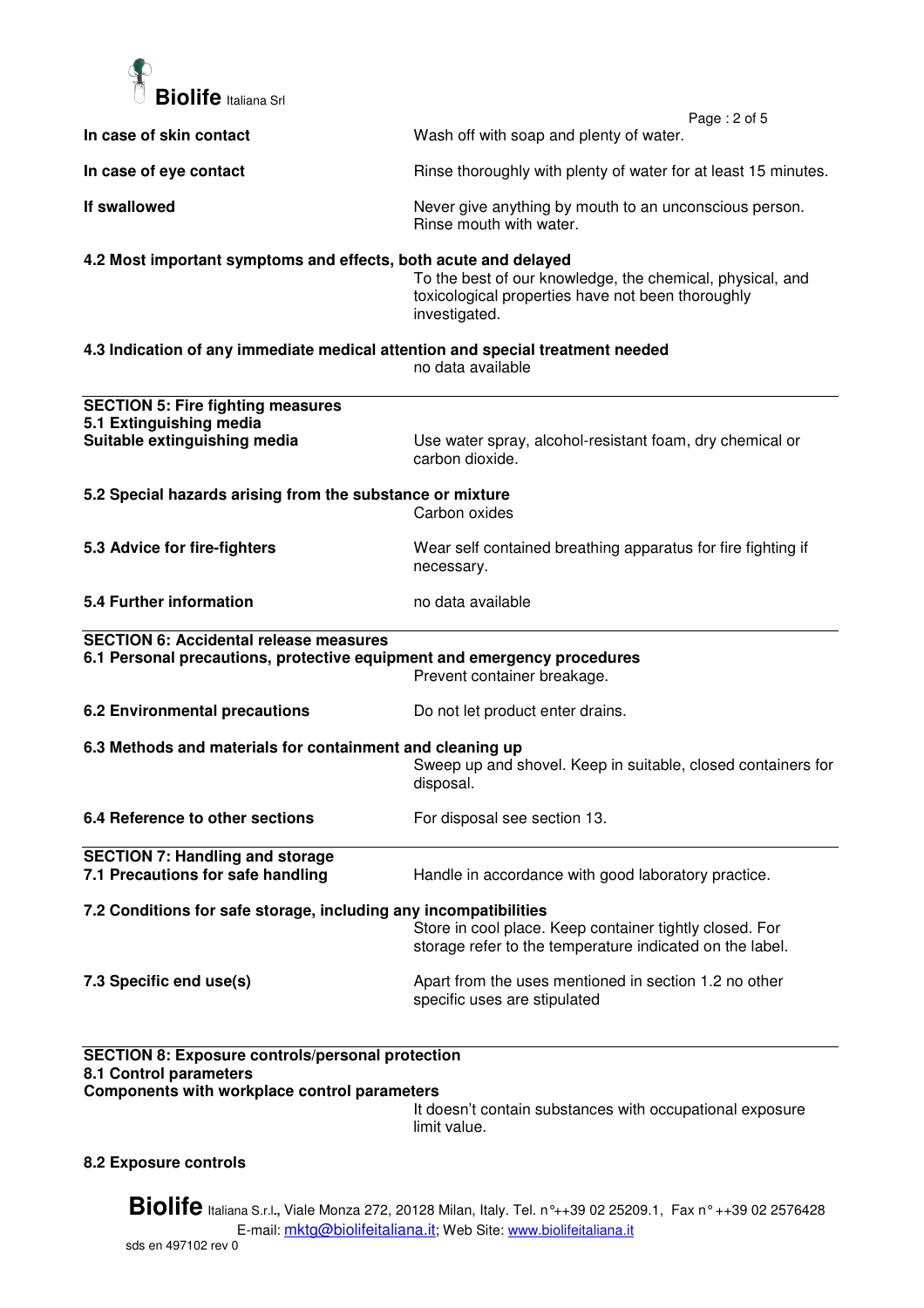**In case of skin contact** Wash off with soap and plenty of water.

**In case of eye contact** Rinse thoroughly with plenty of water for at least 15 minutes.

**If swallowed** Never give anything by mouth to an unconscious person. Rinse mouth with water.

**4.2 Most important symptoms and effects, both acute and delayed**

To the best of our knowledge, the chemical, physical, and toxicological properties have not been thoroughly investigated.

**4.3 Indication of any immediate medical attention and special treatment needed**

no data available

## SECTION 5: Fire fighting measures

**5.1 Extinguishing media**

**Suitable extinguishing media** Use water spray, alcohol-resistant foam, dry chemical or carbon dioxide.

**5.2 Special hazards arising from the substance or mixture**

Carbon oxides

**5.3 Advice for fire-fighters** Wear self contained breathing apparatus for fire fighting if necessary.

**5.4 Further information** no data available

## SECTION 6: Accidental release measures

**6.1 Personal precautions, protective equipment and emergency procedures**

Prevent container breakage.

**6.2 Environmental precautions** Do not let product enter drains.

**6.3 Methods and materials for containment and cleaning up**

Sweep up and shovel. Keep in suitable, closed containers for disposal.

**6.4 Reference to other sections** For disposal see section 13.

## SECTION 7: Handling and storage

**7.1 Precautions for safe handling** Handle in accordance with good laboratory practice.

**7.2 Conditions for safe storage, including any incompatibilities**

Store in cool place. Keep container tightly closed. For storage refer to the temperature indicated on the label.

**7.3 Specific end use(s)** Apart from the uses mentioned in section 1.2 no other specific uses are stipulated

## SECTION 8: Exposure controls/personal protection

**8.1 Control parameters**

**Components with workplace control parameters**

It doesn't contain substances with occupational exposure limit value.

**8.2 Exposure controls**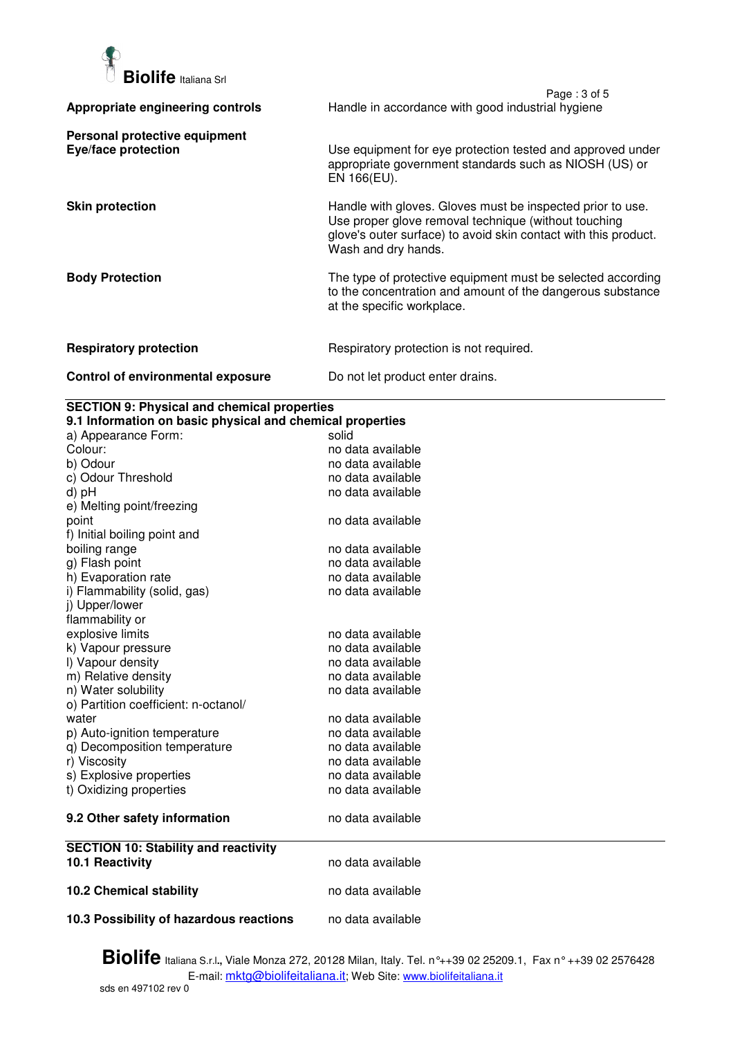| | |
|---|---|
| **Appropriate engineering controls** | Handle in accordance with good industrial hygiene |
| **Personal protective equipment** | |
| **Eye/face protection** | Use equipment for eye protection tested and approved under appropriate government standards such as NIOSH (US) or EN 166(EU). |
| **Skin protection** | Handle with gloves. Gloves must be inspected prior to use. Use proper glove removal technique (without touching glove's outer surface) to avoid skin contact with this product. Wash and dry hands. |
| **Body Protection** | The type of protective equipment must be selected according to the concentration and amount of the dangerous substance at the specific workplace. |
| **Respiratory protection** | Respiratory protection is not required. |
| **Control of environmental exposure** | Do not let product enter drains. |

## SECTION 9: Physical and chemical properties

### 9.1 Information on basic physical and chemical properties

| | |
|---|---|
| a) Appearance Form: | solid |
| Colour: | no data available |
| b) Odour | no data available |
| c) Odour Threshold | no data available |
| d) pH | no data available |
| e) Melting point/freezing point | no data available |
| f) Initial boiling point and boiling range | no data available |
| g) Flash point | no data available |
| h) Evaporation rate | no data available |
| i) Flammability (solid, gas) | no data available |
| j) Upper/lower flammability or explosive limits | no data available |
| k) Vapour pressure | no data available |
| l) Vapour density | no data available |
| m) Relative density | no data available |
| n) Water solubility | no data available |
| o) Partition coefficient: n-octanol/ water | no data available |
| p) Auto-ignition temperature | no data available |
| q) Decomposition temperature | no data available |
| r) Viscosity | no data available |
| s) Explosive properties | no data available |
| t) Oxidizing properties | no data available |

| | |
|---|---|
| **9.2 Other safety information** | no data available |

## SECTION 10: Stability and reactivity

| | |
|---|---|
| **10.1 Reactivity** | no data available |
| **10.2 Chemical stability** | no data available |
| **10.3 Possibility of hazardous reactions** | no data available |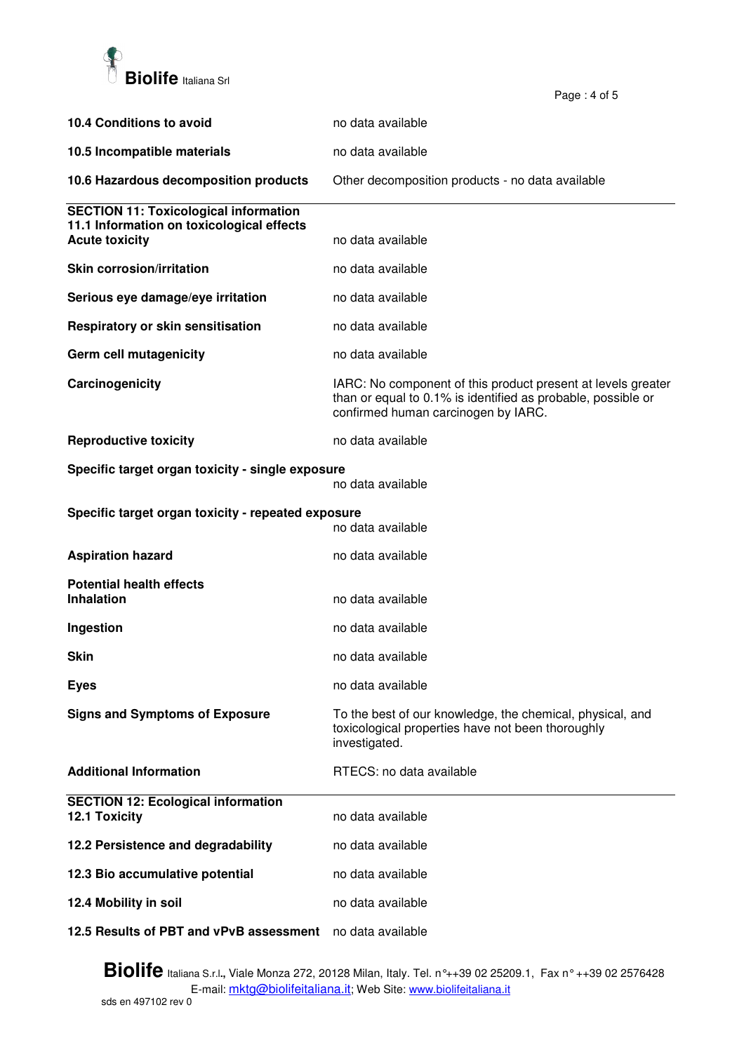**10.4 Conditions to avoid** no data available

**10.5 Incompatible materials** no data available

**10.6 Hazardous decomposition products** Other decomposition products - no data available

## SECTION 11: Toxicological information

### 11.1 Information on toxicological effects

**Acute toxicity** no data available

**Skin corrosion/irritation** no data available

**Serious eye damage/eye irritation** no data available

**Respiratory or skin sensitisation** no data available

**Germ cell mutagenicity** no data available

**Carcinogenicity** IARC: No component of this product present at levels greater than or equal to 0.1% is identified as probable, possible or confirmed human carcinogen by IARC.

**Reproductive toxicity** no data available

**Specific target organ toxicity - single exposure**
no data available

**Specific target organ toxicity - repeated exposure**
no data available

**Aspiration hazard** no data available

**Potential health effects**

**Inhalation** no data available

**Ingestion** no data available

**Skin** no data available

**Eyes** no data available

**Signs and Symptoms of Exposure** To the best of our knowledge, the chemical, physical, and toxicological properties have not been thoroughly investigated.

**Additional Information** RTECS: no data available

## SECTION 12: Ecological information

**12.1 Toxicity** no data available

**12.2 Persistence and degradability** no data available

**12.3 Bio accumulative potential** no data available

**12.4 Mobility in soil** no data available

**12.5 Results of PBT and vPvB assessment** no data available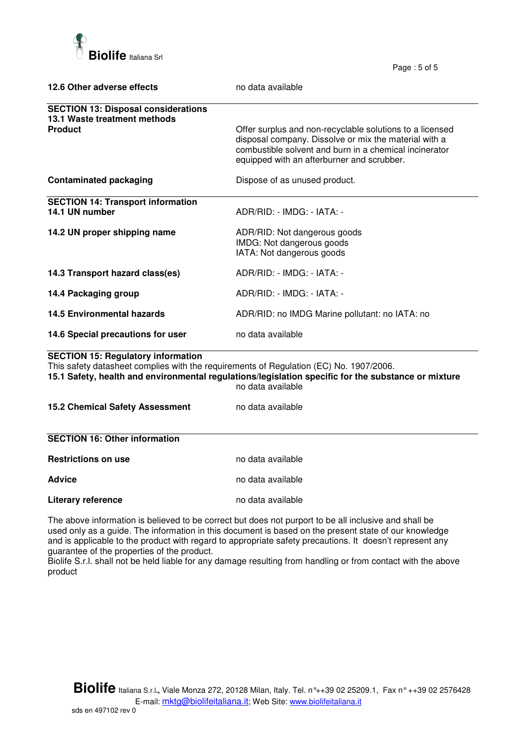| | |
|---|---|
| **12.6 Other adverse effects** | no data available |

**SECTION 13: Disposal considerations**

**13.1 Waste treatment methods**

| | |
|---|---|
| **Product** | Offer surplus and non-recyclable solutions to a licensed disposal company. Dissolve or mix the material with a combustible solvent and burn in a chemical incinerator equipped with an afterburner and scrubber. |
| **Contaminated packaging** | Dispose of as unused product. |

**SECTION 14: Transport information**

| | |
|---|---|
| **14.1 UN number** | ADR/RID: - IMDG: - IATA: - |
| **14.2 UN proper shipping name** | ADR/RID: Not dangerous goods<br>IMDG: Not dangerous goods<br>IATA: Not dangerous goods |
| **14.3 Transport hazard class(es)** | ADR/RID: - IMDG: - IATA: - |
| **14.4 Packaging group** | ADR/RID: - IMDG: - IATA: - |
| **14.5 Environmental hazards** | ADR/RID: no IMDG Marine pollutant: no IATA: no |
| **14.6 Special precautions for user** | no data available |

**SECTION 15: Regulatory information**

This safety datasheet complies with the requirements of Regulation (EC) No. 1907/2006.

**15.1 Safety, health and environmental regulations/legislation specific for the substance or mixture**

no data available

| | |
|---|---|
| **15.2 Chemical Safety Assessment** | no data available |

**SECTION 16: Other information**

| | |
|---|---|
| **Restrictions on use** | no data available |
| **Advice** | no data available |
| **Literary reference** | no data available |

The above information is believed to be correct but does not purport to be all inclusive and shall be used only as a guide. The information in this document is based on the present state of our knowledge and is applicable to the product with regard to appropriate safety precautions. It doesn't represent any guarantee of the properties of the product.
Biolife S.r.l. shall not be held liable for any damage resulting from handling or from contact with the above product

**Biolife** Italiana S.r.l., Viale Monza 272, 20128 Milan, Italy. Tel. n°++39 02 25209.1, Fax n° ++39 02 2576428
E-mail: mktg@biolifeitaliana.it; Web Site: www.biolifeitaliana.it

sds en 497102 rev 0